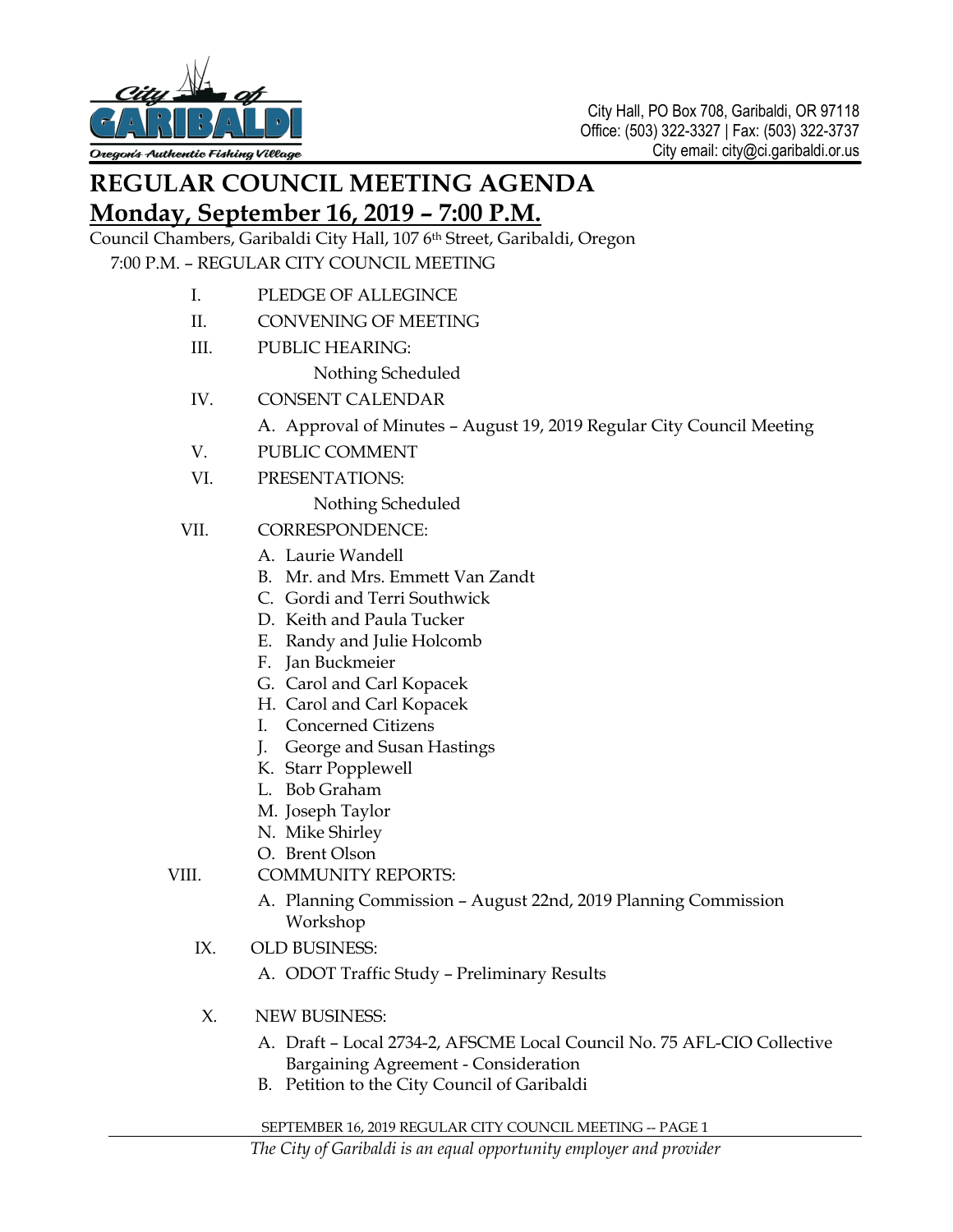City Hall, PO Box 708, Garibaldi, OR 97118
Office: (503) 322-3327 | Fax: (503) 322-3737
City email: city@ci.garibaldi.or.us

# REGULAR COUNCIL MEETING AGENDA

## Monday, September 16, 2019 – 7:00 P.M.

Council Chambers, Garibaldi City Hall, 107 6th Street, Garibaldi, Oregon

7:00 P.M. – REGULAR CITY COUNCIL MEETING

I. PLEDGE OF ALLEGINCE

II. CONVENING OF MEETING

III. PUBLIC HEARING:

Nothing Scheduled

IV. CONSENT CALENDAR

A. Approval of Minutes – August 19, 2019 Regular City Council Meeting

V. PUBLIC COMMENT

VI. PRESENTATIONS:

Nothing Scheduled

VII. CORRESPONDENCE:

A. Laurie Wandell
B. Mr. and Mrs. Emmett Van Zandt
C. Gordi and Terri Southwick
D. Keith and Paula Tucker
E. Randy and Julie Holcomb
F. Jan Buckmeier
G. Carol and Carl Kopacek
H. Carol and Carl Kopacek
I. Concerned Citizens
J. George and Susan Hastings
K. Starr Popplewell
L. Bob Graham
M. Joseph Taylor
N. Mike Shirley
O. Brent Olson

VIII. COMMUNITY REPORTS:

A. Planning Commission – August 22nd, 2019 Planning Commission Workshop

IX. OLD BUSINESS:

A. ODOT Traffic Study – Preliminary Results

X. NEW BUSINESS:

A. Draft – Local 2734-2, AFSCME Local Council No. 75 AFL-CIO Collective Bargaining Agreement - Consideration
B. Petition to the City Council of Garibaldi

*The City of Garibaldi is an equal opportunity employer and provider*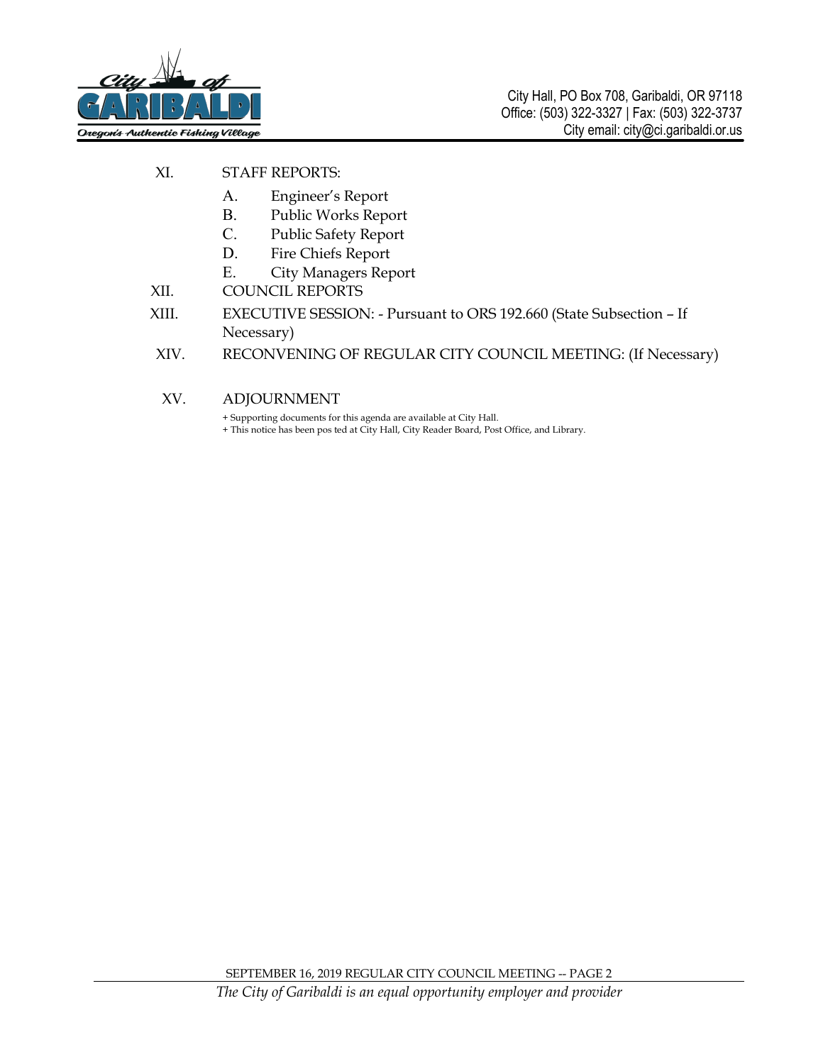XI. STAFF REPORTS:

- A. Engineer's Report
- B. Public Works Report
- C. Public Safety Report
- D. Fire Chiefs Report
- E. City Managers Report

XII. COUNCIL REPORTS

XIII. EXECUTIVE SESSION: - Pursuant to ORS 192.660 (State Subsection – If Necessary)

XIV. RECONVENING OF REGULAR CITY COUNCIL MEETING: (If Necessary)

XV. ADJOURNMENT

+ Supporting documents for this agenda are available at City Hall.
+ This notice has been pos ted at City Hall, City Reader Board, Post Office, and Library.